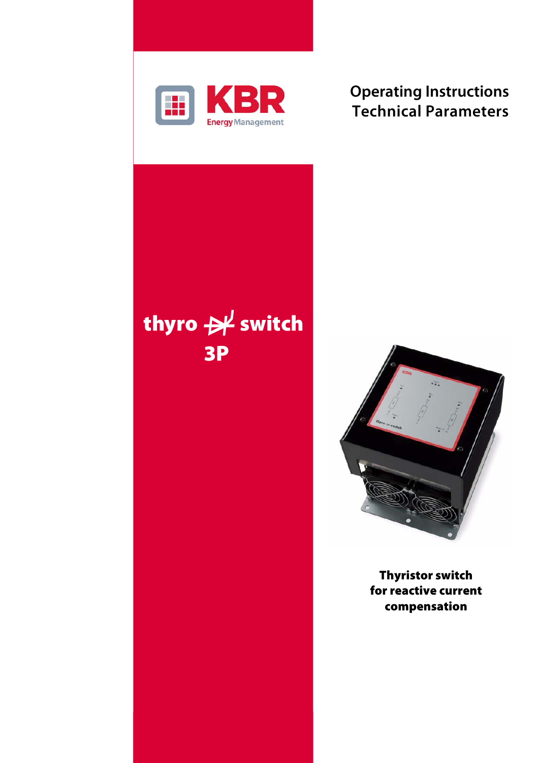KBR Energy Management

# Operating Instructions Technical Parameters

# thyro switch 3P

**Thyristor switch for reactive current compensation**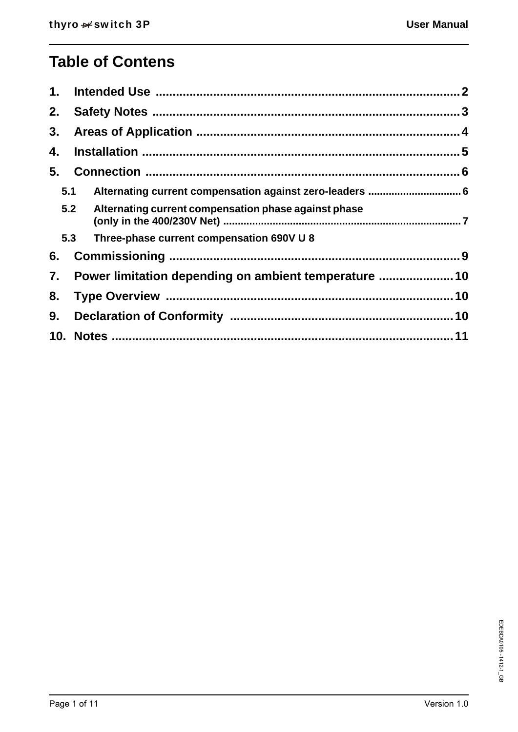# Table of Contens

1. **Intended Use** ........................................................................................ 2
2. **Safety Notes** ........................................................................................ 3
3. **Areas of Application** ............................................................................ 4
4. **Installation** ........................................................................................... 5
5. **Connection** ........................................................................................... 6
   - 5.1 **Alternating current compensation against zero-leaders** ................................ 6
   - 5.2 **Alternating current compensation phase against phase (only in the 400/230V Net)** ................................................................................ 7
   - 5.3 **Three-phase current compensation 690V U 8**
6. **Commissioning** ..................................................................................... 9
7. **Power limitation depending on ambient temperature** ...................... 10
8. **Type Overview** .................................................................................... 10
9. **Declaration of Conformity** ................................................................. 10
10. **Notes** ................................................................................................... 11

EDEBDA0105 -1412-1_GB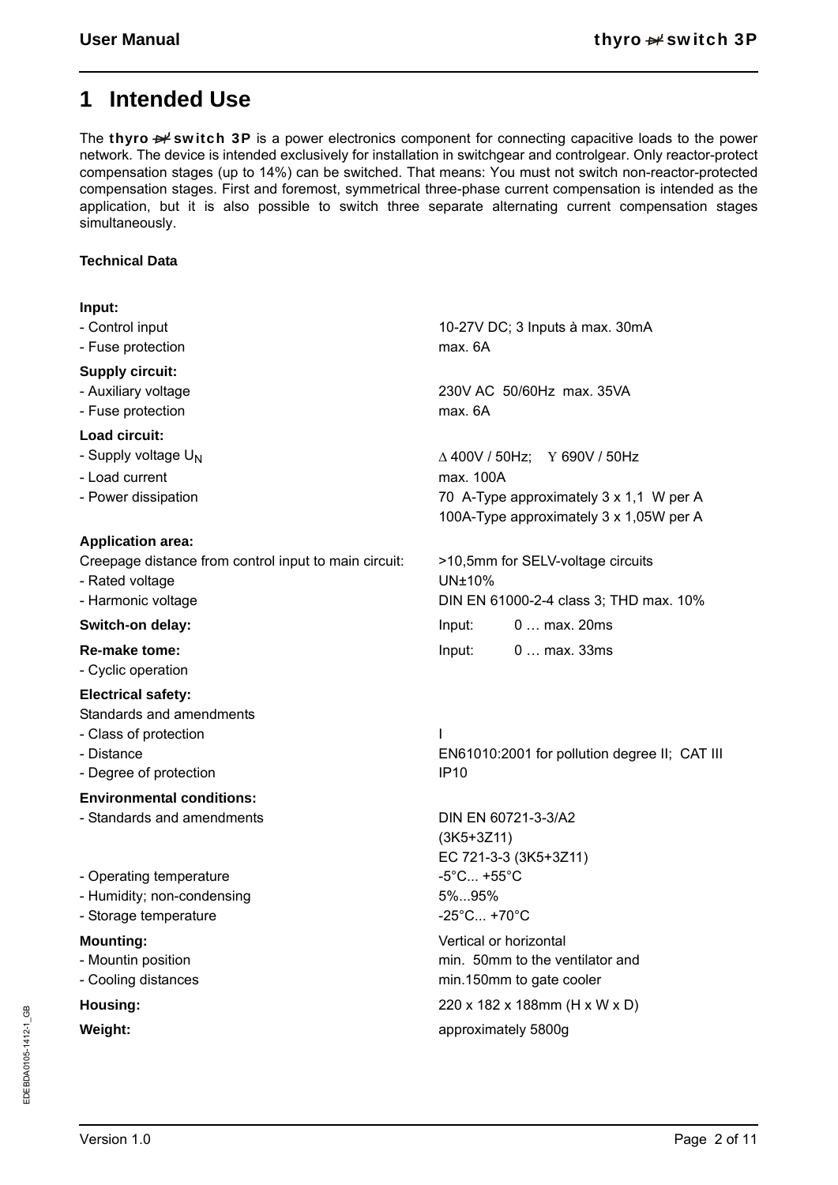# 1 Intended Use

The **thyro switch 3P** is a power electronics component for connecting capacitive loads to the power network. The device is intended exclusively for installation in switchgear and controlgear. Only reactor-protect compensation stages (up to 14%) can be switched. That means: You must not switch non-reactor-protected compensation stages. First and foremost, symmetrical three-phase current compensation is intended as the application, but it is also possible to switch three separate alternating current compensation stages simultaneously.

**Technical Data**

**Input:**

| | |
|---|---|
| - Control input | 10-27V DC; 3 Inputs à max. 30mA |
| - Fuse protection | max. 6A |

**Supply circuit:**

| | |
|---|---|
| - Auxiliary voltage | 230V AC 50/60Hz max. 35VA |
| - Fuse protection | max. 6A |

**Load circuit:**

| | |
|---|---|
| - Supply voltage $U_N$ | Δ 400V / 50Hz; Y 690V / 50Hz |
| - Load current | max. 100A |
| - Power dissipation | 70 A-Type approximately 3 x 1,1 W per A<br>100A-Type approximately 3 x 1,05W per A |

**Application area:**

| | |
|---|---|
| Creepage distance from control input to main circuit: | >10,5mm for SELV-voltage circuits |
| - Rated voltage | UN±10% |
| - Harmonic voltage | DIN EN 61000-2-4 class 3; THD max. 10% |
| **Switch-on delay:** | Input: 0 … max. 20ms |
| **Re-make tome:** | Input: 0 … max. 33ms |
| - Cyclic operation | |

**Electrical safety:**

Standards and amendments

| | |
|---|---|
| - Class of protection | I |
| - Distance | EN61010:2001 for pollution degree II; CAT III |
| - Degree of protection | IP10 |

**Environmental conditions:**

| | |
|---|---|
| - Standards and amendments | DIN EN 60721-3-3/A2<br>(3K5+3Z11)<br>EC 721-3-3 (3K5+3Z11) |
| - Operating temperature | -5°C... +55°C |
| - Humidity; non-condensing | 5%...95% |
| - Storage temperature | -25°C... +70°C |
| **Mounting:** | Vertical or horizontal |
| - Mountin position | min. 50mm to the ventilator and |
| - Cooling distances | min.150mm to gate cooler |
| **Housing:** | 220 x 182 x 188mm (H x W x D) |
| **Weight:** | approximately 5800g |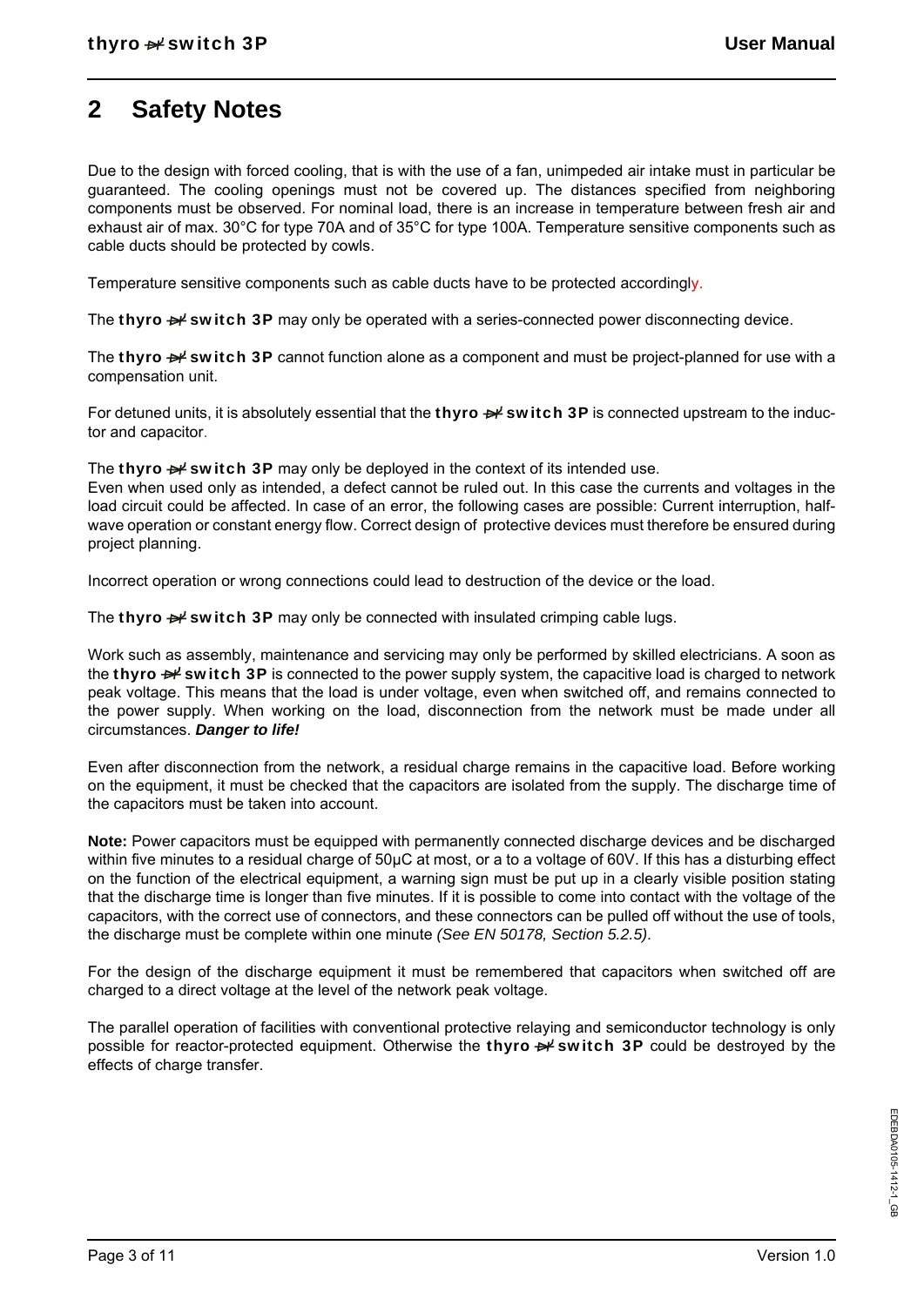# 2 Safety Notes

Due to the design with forced cooling, that is with the use of a fan, unimpeded air intake must in particular be guaranteed. The cooling openings must not be covered up. The distances specified from neighboring components must be observed. For nominal load, there is an increase in temperature between fresh air and exhaust air of max. 30°C for type 70A and of 35°C for type 100A. Temperature sensitive components such as cable ducts should be protected by cowls.

Temperature sensitive components such as cable ducts have to be protected accordingly.

The **thyro switch 3P** may only be operated with a series-connected power disconnecting device.

The **thyro switch 3P** cannot function alone as a component and must be project-planned for use with a compensation unit.

For detuned units, it is absolutely essential that the **thyro switch 3P** is connected upstream to the inductor and capacitor.

The **thyro switch 3P** may only be deployed in the context of its intended use.
Even when used only as intended, a defect cannot be ruled out. In this case the currents and voltages in the load circuit could be affected. In case of an error, the following cases are possible: Current interruption, half-wave operation or constant energy flow. Correct design of protective devices must therefore be ensured during project planning.

Incorrect operation or wrong connections could lead to destruction of the device or the load.

The **thyro switch 3P** may only be connected with insulated crimping cable lugs.

Work such as assembly, maintenance and servicing may only be performed by skilled electricians. A soon as the **thyro switch 3P** is connected to the power supply system, the capacitive load is charged to network peak voltage. This means that the load is under voltage, even when switched off, and remains connected to the power supply. When working on the load, disconnection from the network must be made under all circumstances. ***Danger to life!***

Even after disconnection from the network, a residual charge remains in the capacitive load. Before working on the equipment, it must be checked that the capacitors are isolated from the supply. The discharge time of the capacitors must be taken into account.

**Note:** Power capacitors must be equipped with permanently connected discharge devices and be discharged within five minutes to a residual charge of 50µC at most, or a to a voltage of 60V. If this has a disturbing effect on the function of the electrical equipment, a warning sign must be put up in a clearly visible position stating that the discharge time is longer than five minutes. If it is possible to come into contact with the voltage of the capacitors, with the correct use of connectors, and these connectors can be pulled off without the use of tools, the discharge must be complete within one minute *(See EN 50178, Section 5.2.5)*.

For the design of the discharge equipment it must be remembered that capacitors when switched off are charged to a direct voltage at the level of the network peak voltage.

The parallel operation of facilities with conventional protective relaying and semiconductor technology is only possible for reactor-protected equipment. Otherwise the **thyro switch 3P** could be destroyed by the effects of charge transfer.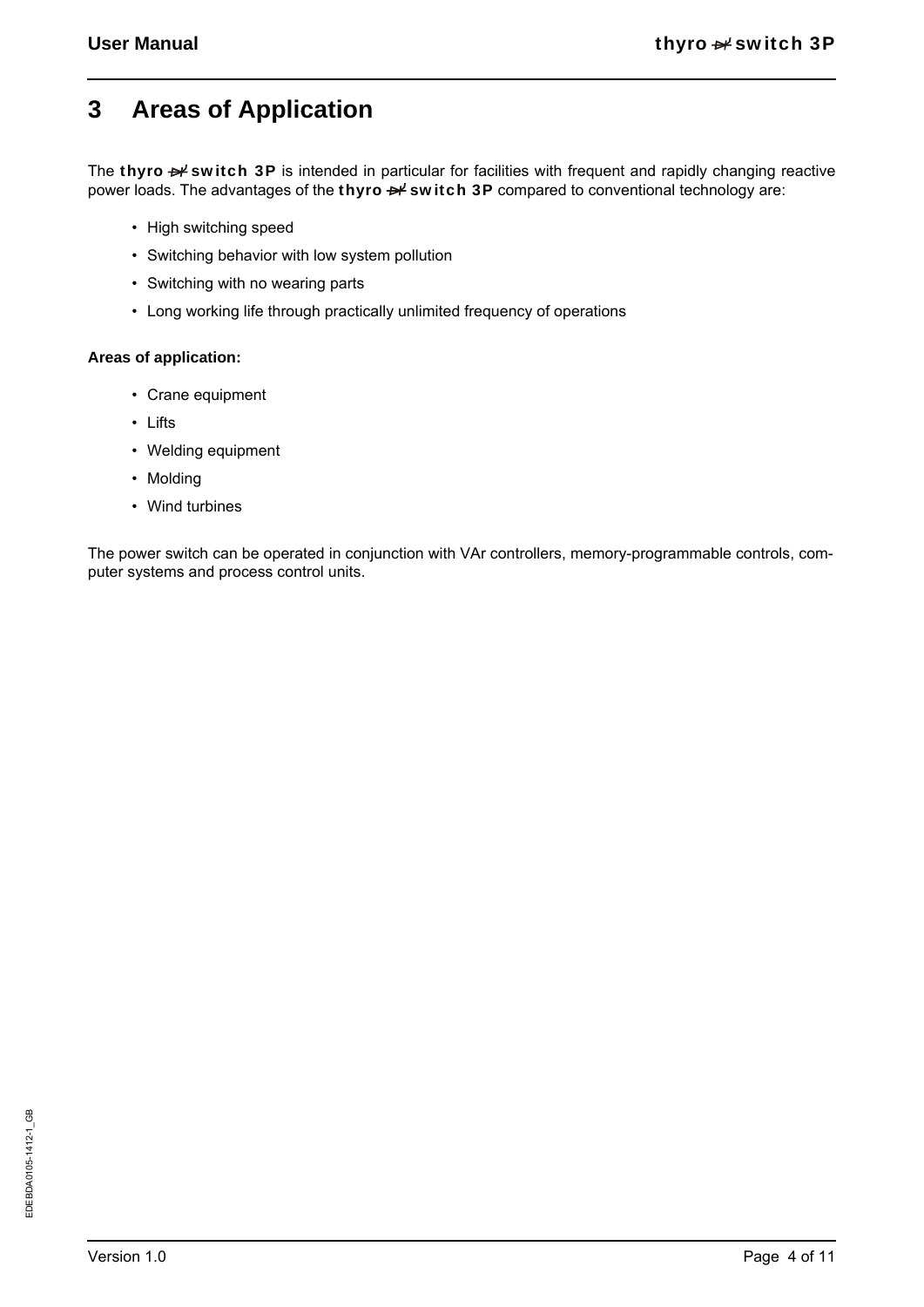# 3 Areas of Application

The **thyro switch 3P** is intended in particular for facilities with frequent and rapidly changing reactive power loads. The advantages of the **thyro switch 3P** compared to conventional technology are:

- High switching speed
- Switching behavior with low system pollution
- Switching with no wearing parts
- Long working life through practically unlimited frequency of operations

**Areas of application:**

- Crane equipment
- Lifts
- Welding equipment
- Molding
- Wind turbines

The power switch can be operated in conjunction with VAr controllers, memory-programmable controls, computer systems and process control units.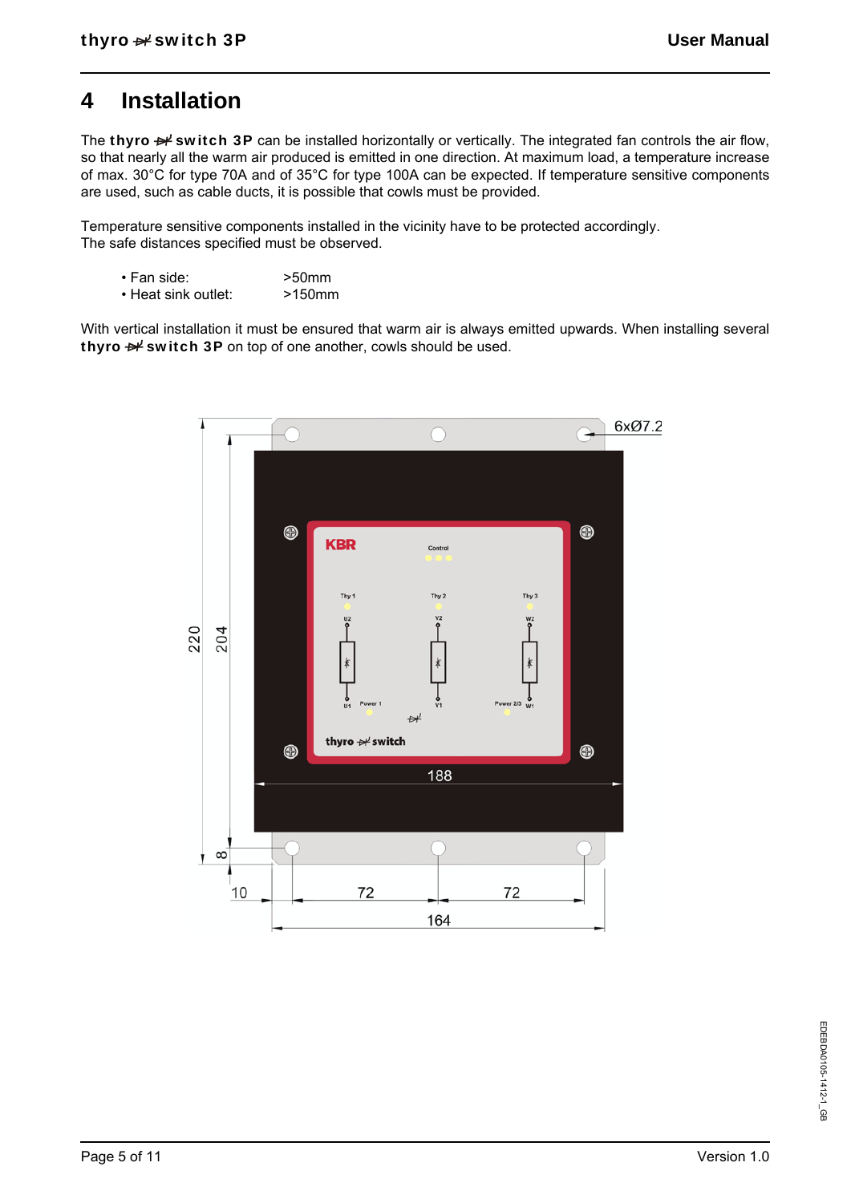# 4 Installation

The **thyro switch 3P** can be installed horizontally or vertically. The integrated fan controls the air flow, so that nearly all the warm air produced is emitted in one direction. At maximum load, a temperature increase of max. 30°C for type 70A and of 35°C for type 100A can be expected. If temperature sensitive components are used, such as cable ducts, it is possible that cowls must be provided.

Temperature sensitive components installed in the vicinity have to be protected accordingly.
The safe distances specified must be observed.

- Fan side: >50mm
- Heat sink outlet: >150mm

With vertical installation it must be ensured that warm air is always emitted upwards. When installing several **thyro switch 3P** on top of one another, cowls should be used.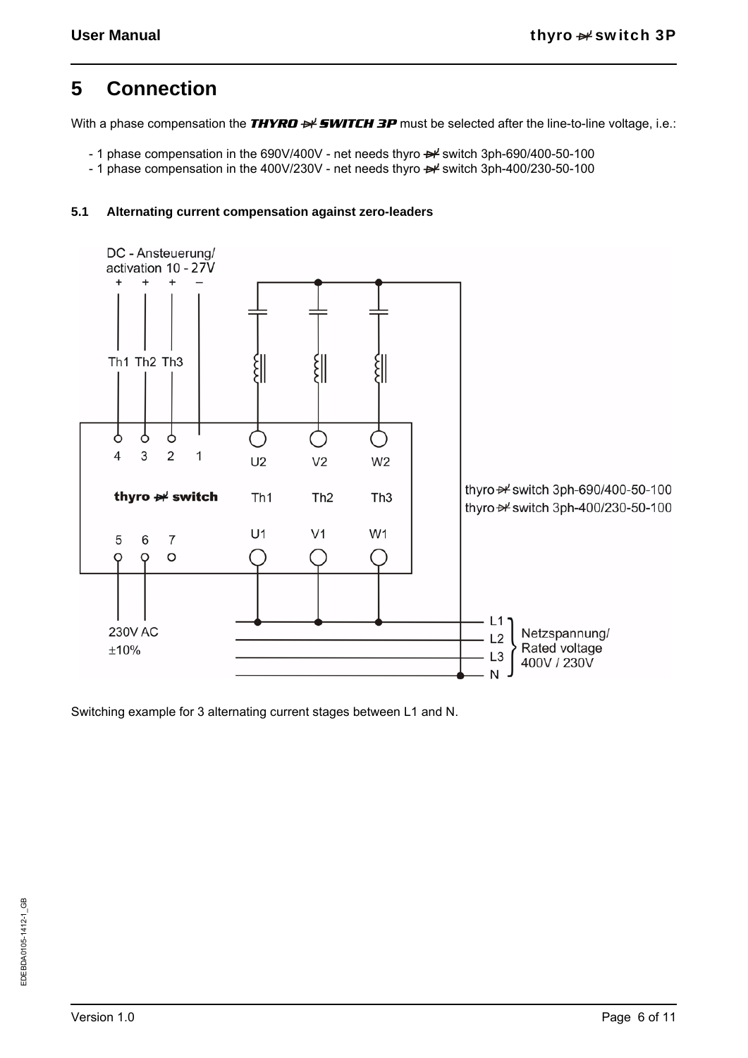# 5 Connection

With a phase compensation the ***THYRO ⇸ SWITCH 3P*** must be selected after the line-to-line voltage, i.e.:

- 1 phase compensation in the 690V/400V - net needs thyro ⇸ switch 3ph-690/400-50-100
- 1 phase compensation in the 400V/230V - net needs thyro ⇸ switch 3ph-400/230-50-100

### 5.1 Alternating current compensation against zero-leaders

DC - Ansteuerung/
activation 10 - 27V
+ + + –

Th1 Th2 Th3

4 3 2 1 U2 V2 W2

thyro ⇸ switch Th1 Th2 Th3

5 6 7 U1 V1 W1

thyro ⇸ switch 3ph-690/400-50-100
thyro ⇸ switch 3ph-400/230-50-100

230V AC
±10%

L1
L2
L3
N

Netzspannung/
Rated voltage
400V / 230V

Switching example for 3 alternating current stages between L1 and N.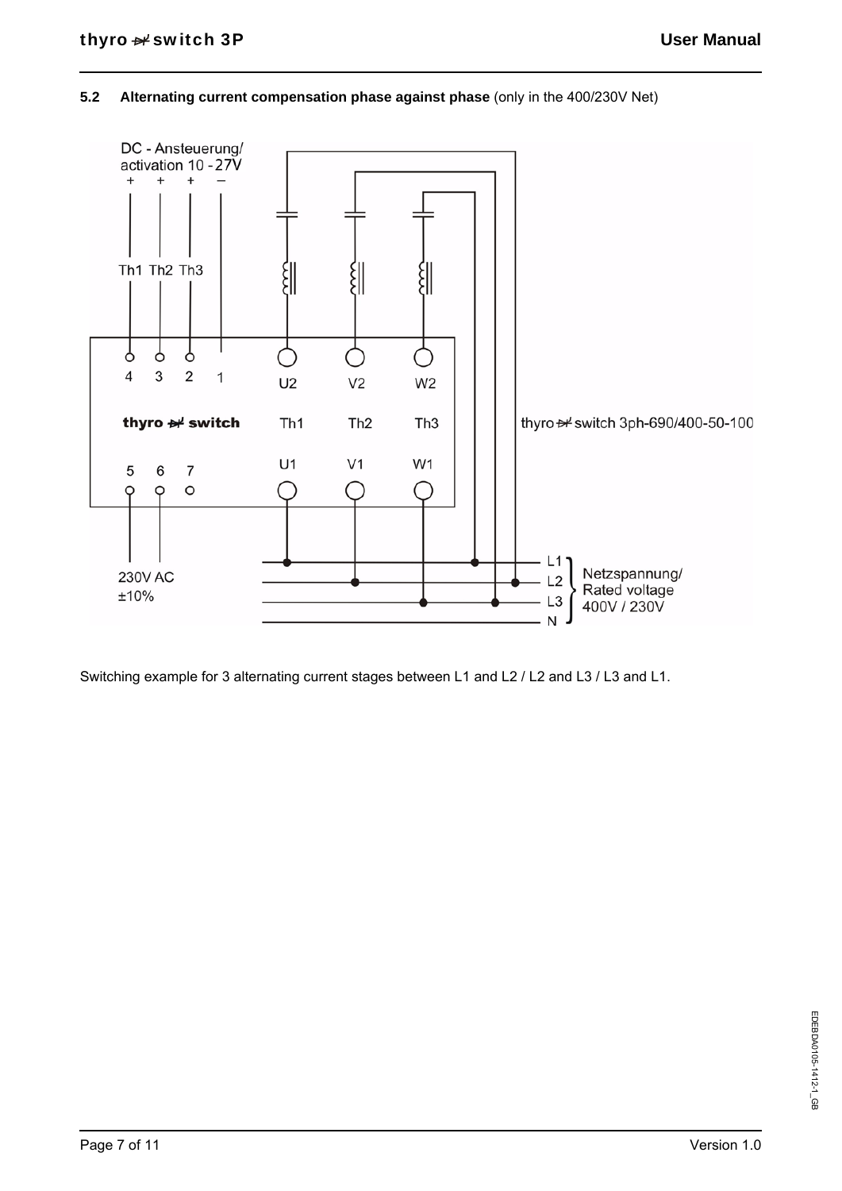## 5.2 Alternating current compensation phase against phase (only in the 400/230V Net)

DC - Ansteuerung/
activation 10 - 27V

Th1 Th2 Th3

4 3 2 1

U2 V2 W2

thyro switch Th1 Th2 Th3

thyro switch 3ph-690/400-50-100

5 6 7

U1 V1 W1

230V AC
±10%

L1
L2
L3
N

Netzspannung/
Rated voltage
400V / 230V

Switching example for 3 alternating current stages between L1 and L2 / L2 and L3 / L3 and L1.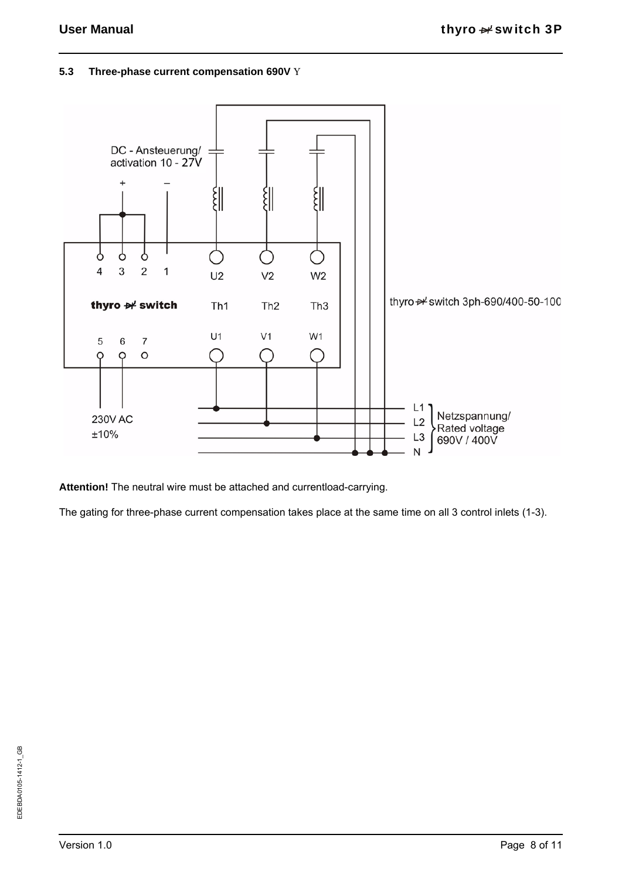### 5.3 Three-phase current compensation 690V Y

DC - Ansteuerung/
activation 10 - 27V

\+ –

4 3 2 1

U2 V2 W2

thyro switch Th1 Th2 Th3

thyro switch 3ph-690/400-50-100

U1 V1 W1

5 6 7

230V AC
±10%

L1
L2
L3
N

Netzspannung/
Rated voltage
690V / 400V

**Attention!** The neutral wire must be attached and currentload-carrying.

The gating for three-phase current compensation takes place at the same time on all 3 control inlets (1-3).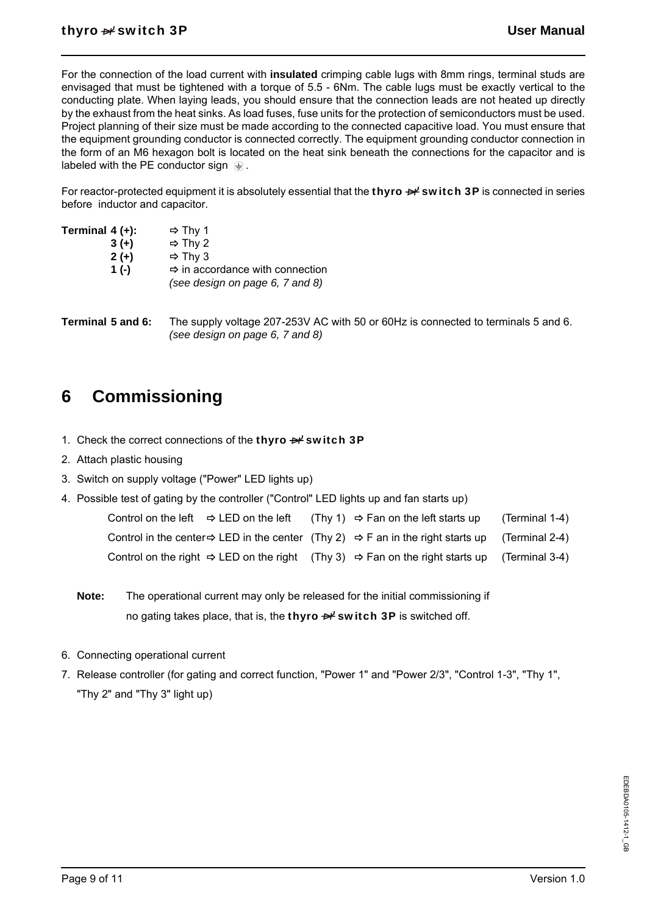For the connection of the load current with **insulated** crimping cable lugs with 8mm rings, terminal studs are envisaged that must be tightened with a torque of 5.5 - 6Nm. The cable lugs must be exactly vertical to the conducting plate. When laying leads, you should ensure that the connection leads are not heated up directly by the exhaust from the heat sinks. As load fuses, fuse units for the protection of semiconductors must be used. Project planning of their size must be made according to the connected capacitive load. You must ensure that the equipment grounding conductor is connected correctly. The equipment grounding conductor connection in the form of an M6 hexagon bolt is located on the heat sink beneath the connections for the capacitor and is labeled with the PE conductor sign ⏚.

For reactor-protected equipment it is absolutely essential that the **thyro switch 3P** is connected in series before inductor and capacitor.

**Terminal 4 (+):** ⇨ Thy 1
**3 (+)** ⇨ Thy 2
**2 (+)** ⇨ Thy 3
**1 (-)** ⇨ in accordance with connection
*(see design on page 6, 7 and 8)*

**Terminal 5 and 6:** The supply voltage 207-253V AC with 50 or 60Hz is connected to terminals 5 and 6. *(see design on page 6, 7 and 8)*

# 6 Commissioning

1. Check the correct connections of the **thyro switch 3P**
2. Attach plastic housing
3. Switch on supply voltage ("Power" LED lights up)
4. Possible test of gating by the controller ("Control" LED lights up and fan starts up)

   Control on the left ⇨ LED on the left (Thy 1) ⇨ Fan on the left starts up (Terminal 1-4)
   Control in the center ⇨ LED in the center (Thy 2) ⇨ F an in the right starts up (Terminal 2-4)
   Control on the right ⇨ LED on the right (Thy 3) ⇨ Fan on the right starts up (Terminal 3-4)

   **Note:** The operational current may only be released for the initial commissioning if no gating takes place, that is, the **thyro switch 3P** is switched off.

6. Connecting operational current
7. Release controller (for gating and correct function, "Power 1" and "Power 2/3", "Control 1-3", "Thy 1", "Thy 2" and "Thy 3" light up)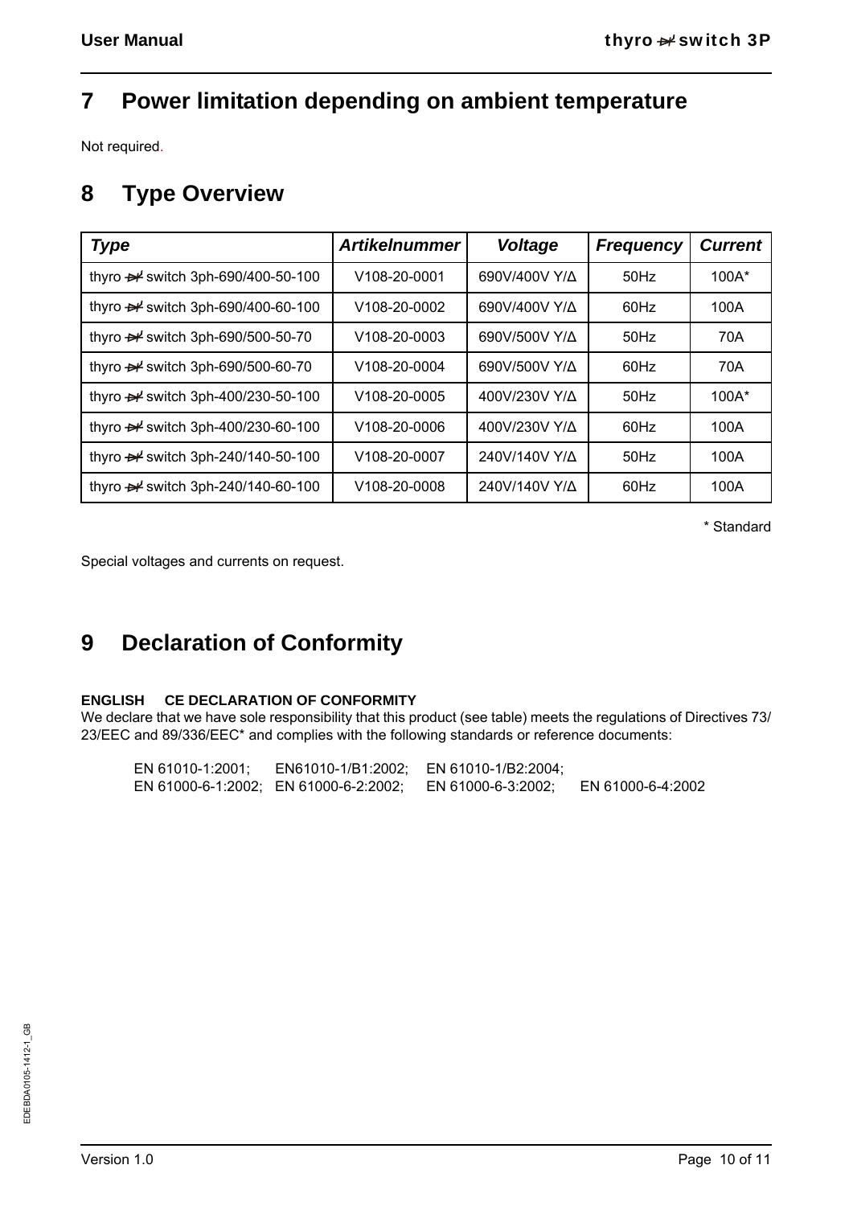# 7 Power limitation depending on ambient temperature

Not required.

# 8 Type Overview

| *Type* | *Artikelnummer* | *Voltage* | *Frequency* | *Current* |
|---|---|---|---|---|
| thyro ⇸ switch 3ph-690/400-50-100 | V108-20-0001 | 690V/400V Y/Δ | 50Hz | 100A* |
| thyro ⇸ switch 3ph-690/400-60-100 | V108-20-0002 | 690V/400V Y/Δ | 60Hz | 100A |
| thyro ⇸ switch 3ph-690/500-50-70 | V108-20-0003 | 690V/500V Y/Δ | 50Hz | 70A |
| thyro ⇸ switch 3ph-690/500-60-70 | V108-20-0004 | 690V/500V Y/Δ | 60Hz | 70A |
| thyro ⇸ switch 3ph-400/230-50-100 | V108-20-0005 | 400V/230V Y/Δ | 50Hz | 100A* |
| thyro ⇸ switch 3ph-400/230-60-100 | V108-20-0006 | 400V/230V Y/Δ | 60Hz | 100A |
| thyro ⇸ switch 3ph-240/140-50-100 | V108-20-0007 | 240V/140V Y/Δ | 50Hz | 100A |
| thyro ⇸ switch 3ph-240/140-60-100 | V108-20-0008 | 240V/140V Y/Δ | 60Hz | 100A |

\* Standard

Special voltages and currents on request.

# 9 Declaration of Conformity

**ENGLISH CE DECLARATION OF CONFORMITY**

We declare that we have sole responsibility that this product (see table) meets the regulations of Directives 73/23/EEC and 89/336/EEC* and complies with the following standards or reference documents:

EN 61010-1:2001; EN61010-1/B1:2002; EN 61010-1/B2:2004;
EN 61000-6-1:2002; EN 61000-6-2:2002; EN 61000-6-3:2002; EN 61000-6-4:2002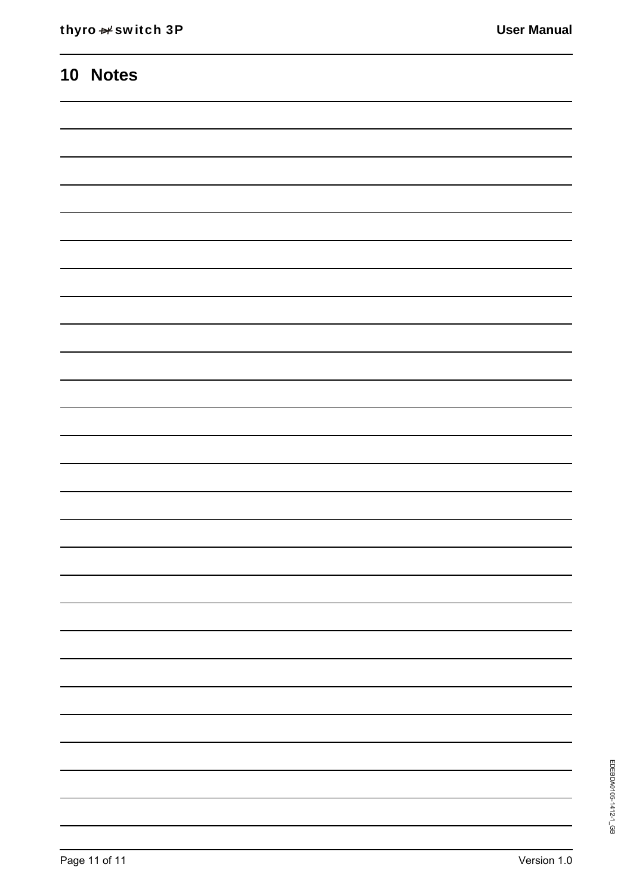# 10 Notes